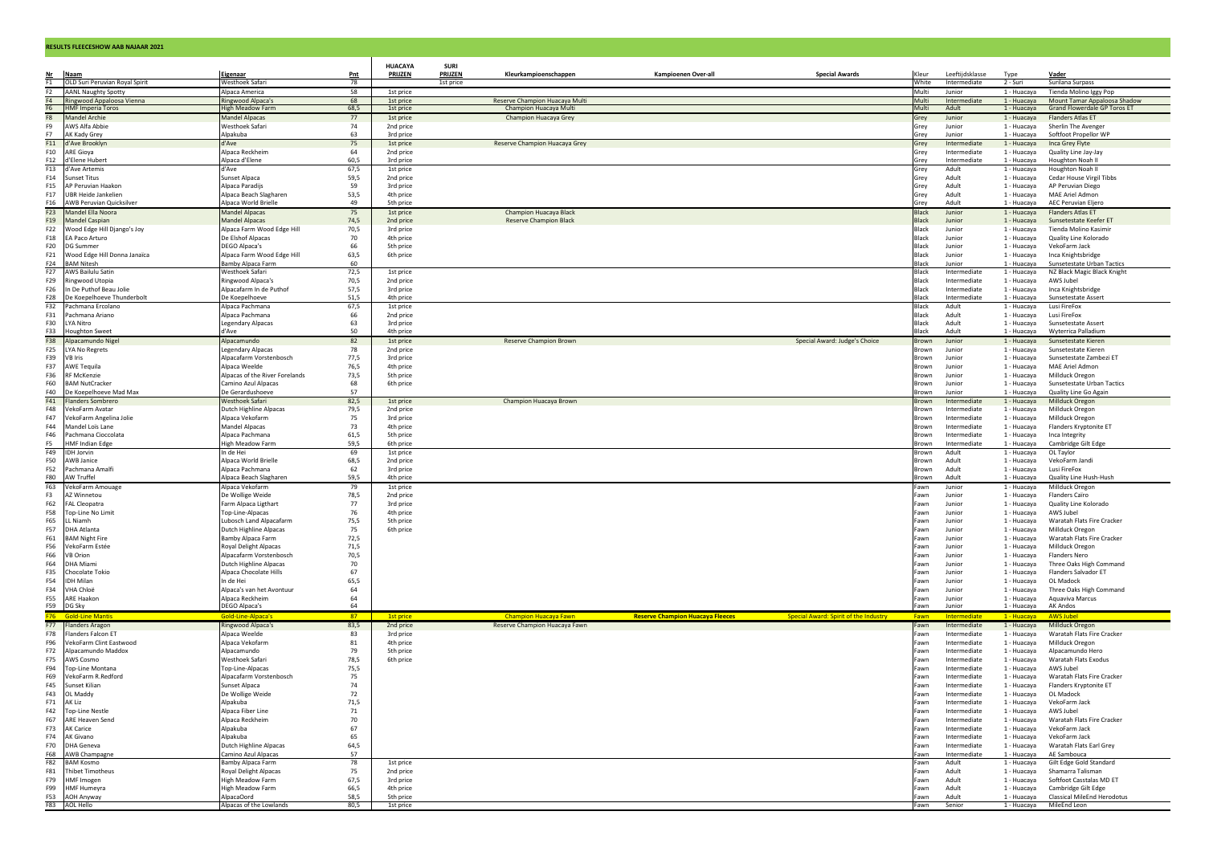**RESULTS FLEECESHOW AAB NAJAAR 2021**

| Nr | Naam | Eigenaar | Pnt | HUACAYA PRIJZEN | SURI PRIJZEN | Kleurkampioenschappen | Kampioenen Over-all | Special Awards | Kleur | Leeftijdsklasse | Type | Vader |
|---|---|---|---|---|---|---|---|---|---|---|---|---|
| F1 | OLD Suri Peruvian Royal Spirit | Westhoek Safari | 78 | | 1st price | | | | White | Intermediate | 2 - Suri | Surilana Surpass |
| F2 | AANL Naughty Spotty | Alpaca America | 58 | 1st price | | | | | Multi | Junior | 1 - Huacaya | Tienda Molino Iggy Pop |
| F4 | Ringwood Appaloosa Vienna | Ringwood Alpaca's | 68 | 1st price | | Reserve Champion Huacaya Multi | | | Multi | Intermediate | 1 - Huacaya | Mount Tamar Appaloosa Shadow |
| F6 | HMF Imperia Toros | High Meadow Farm | 68,5 | 1st price | | Champion Huacaya Multi | | | Multi | Adult | 1 - Huacaya | Grand Flowerdale GP Toros ET |
| F8 | Mandel Archie | Mandel Alpacas | 77 | 1st price | | Champion Huacaya Grey | | | Grey | Junior | 1 - Huacaya | Flanders Atlas ET |
| F9 | AWS Alfa Abbie | Westhoek Safari | 74 | 2nd price | | | | | Grey | Junior | 1 - Huacaya | Sherlin The Avenger |
| F7 | AK Kady Grey | Alpakuba | 63 | 3rd price | | | | | Grey | Junior | 1 - Huacaya | Softfoot Propellor WP |
| F11 | d'Ave Brooklyn | d'Ave | 75 | 1st price | | Reserve Champion Huacaya Grey | | | Grey | Intermediate | 1 - Huacaya | Inca Grey Flyte |
| F10 | ARE Gioya | Alpaca Reckheim | 64 | 2nd price | | | | | Grey | Intermediate | 1 - Huacaya | Quality Line Jay-Jay |
| F12 | d'Elene Hubert | Alpaca d'Elene | 60,5 | 3rd price | | | | | Grey | Intermediate | 1 - Huacaya | Houghton Noah II |
| F13 | d'Ave Artemis | d'Ave | 67,5 | 1st price | | | | | Grey | Adult | 1 - Huacaya | Houghton Noah II |
| F14 | Sunset Titus | Sunset Alpaca | 59,5 | 2nd price | | | | | Grey | Adult | 1 - Huacaya | Cedar House Virgil Tibbs |
| F15 | AP Peruvian Haakon | Alpaca Paradijs | 59 | 3rd price | | | | | Grey | Adult | 1 - Huacaya | AP Peruvian Diego |
| F17 | UBR Heide Jankelien | Alpaca Beach Slagharen | 53,5 | 4th price | | | | | Grey | Adult | 1 - Huacaya | MAE Ariel Admon |
| F16 | AWB Peruvian Quicksilver | Alpaca World Brielle | 49 | 5th price | | | | | Grey | Adult | 1 - Huacaya | AEC Peruvian Eljero |
| F23 | Mandel Ella Noora | Mandel Alpacas | 75 | 1st price | | Champion Huacaya Black | | | Black | Junior | 1 - Huacaya | Flanders Atlas ET |
| F19 | Mandel Caspian | Mandel Alpacas | 74,5 | 2nd price | | Reserve Champion Black | | | Black | Junior | 1 - Huacaya | Sunsetestate Keefer ET |
| F22 | Wood Edge Hill Django's Joy | Alpaca Farm Wood Edge Hill | 70,5 | 3rd price | | | | | Black | Junior | 1 - Huacaya | Tienda Molino Kasimir |
| F18 | EA Paco Arturo | De Elshof Alpacas | 70 | 4th price | | | | | Black | Junior | 1 - Huacaya | Quality Line Kolorado |
| F20 | DG Summer | DEGO Alpaca's | 66 | 5th price | | | | | Black | Junior | 1 - Huacaya | VekoFarm Jack |
| F21 | Wood Edge Hill Donna Janaica | Alpaca Farm Wood Edge Hill | 63,5 | 6th price | | | | | Black | Junior | 1 - Huacaya | Inca Knightsbridge |
| F24 | BAM Nitesh | Bamby Alpaca Farm | 60 | | | | | | Black | Junior | 1 - Huacaya | Sunsetestate Urban Tactics |
| F27 | AWS Bailulu Satin | Westhoek Safari | 72,5 | 1st price | | | | | Black | Intermediate | 1 - Huacaya | NZ Black Magic Black Knight |
| F29 | Ringwood Utopia | Ringwood Alpaca's | 70,5 | 2nd price | | | | | Black | Intermediate | 1 - Huacaya | AWS Jubel |
| F26 | In De Puthof Beau Jolie | Alpacafarm In de Puthof | 57,5 | 3rd price | | | | | Black | Intermediate | 1 - Huacaya | Inca Knightsbridge |
| F28 | De Koepelhoeve Thunderbolt | De Koepelhoeve | 51,5 | 4th price | | | | | Black | Intermediate | 1 - Huacaya | Sunsetestate Assert |
| F32 | Pachmana Ercolano | Alpaca Pachmana | 67,5 | 1st price | | | | | Black | Adult | 1 - Huacaya | Lusi FireFox |
| F31 | Pachmana Ariano | Alpaca Pachmana | 66 | 2nd price | | | | | Black | Adult | 1 - Huacaya | Lusi FireFox |
| F30 | LYA Nitro | Legendary Alpacas | 63 | 3rd price | | | | | Black | Adult | 1 - Huacaya | Sunsetestate Assert |
| F33 | Houghton Sweet | d'Ave | 50 | 4th price | | | | | Black | Adult | 1 - Huacaya | Wyterrica Palladium |
| F38 | Alpacamundo Nigel | Alpacamundo | 82 | 1st price | | Reserve Champion Brown | | Special Award: Judge's Choice | Brown | Junior | 1 - Huacaya | Sunsetestate Kieren |
| F25 | LYA No Regrets | Legendary Alpacas | 78 | 2nd price | | | | | Brown | Junior | 1 - Huacaya | Sunsetestate Kieren |
| F39 | VB Iris | Alpacafarm Vorstenbosch | 77,5 | 3rd price | | | | | Brown | Junior | 1 - Huacaya | Sunsetestate Zambezi ET |
| F37 | AWE Tequila | Alpaca Weelde | 76,5 | 4th price | | | | | Brown | Junior | 1 - Huacaya | MAE Ariel Admon |
| F36 | RF McKenzie | Alpacas of the River Forelands | 73,5 | 5th price | | | | | Brown | Junior | 1 - Huacaya | Millduck Oregon |
| F60 | BAM NutCracker | Camino Azul Alpacas | 68 | 6th price | | | | | Brown | Junior | 1 - Huacaya | Sunsetestate Urban Tactics |
| F40 | De Koepelhoeve Mad Max | De Gerardushoeve | 57 | | | | | | Brown | Junior | 1 - Huacaya | Quality Line Go Again |
| F41 | Flanders Sombrero | Westhoek Safari | 82,5 | 1st price | | Champion Huacaya Brown | | | Brown | Intermediate | 1 - Huacaya | Millduck Oregon |
| F48 | VekoFarm Avatar | Dutch Highline Alpacas | 79,5 | 2nd price | | | | | Brown | Intermediate | 1 - Huacaya | Millduck Oregon |
| F47 | VekoFarm Angelina Jolie | Alpaca Vekofarm | 75 | 3rd price | | | | | Brown | Intermediate | 1 - Huacaya | Millduck Oregon |
| F44 | Mandel Lois Lane | Mandel Alpacas | 73 | 4th price | | | | | Brown | Intermediate | 1 - Huacaya | Flanders Kryptonite ET |
| F46 | Pachmana Cioccolata | Alpaca Pachmana | 61,5 | 5th price | | | | | Brown | Intermediate | 1 - Huacaya | Inca Integrity |
| F5 | HMF Indian Edge | High Meadow Farm | 59,5 | 6th price | | | | | Brown | Intermediate | 1 - Huacaya | Cambridge Gilt Edge |
| F49 | IDH Jorvin | In de Hei | 69 | 1st price | | | | | Brown | Adult | 1 - Huacaya | OL Taylor |
| F50 | AWB Janice | Alpaca World Brielle | 68,5 | 2nd price | | | | | Brown | Adult | 1 - Huacaya | VekoFarm Jandi |
| F52 | Pachmana Amalfi | Alpaca Pachmana | 62 | 3rd price | | | | | Brown | Adult | 1 - Huacaya | Lusi FireFox |
| F80 | AW Truffel | Alpaca Beach Slagharen | 59,5 | 4th price | | | | | Brown | Adult | 1 - Huacaya | Quality Line Hush-Hush |
| F63 | VekoFarm Amouage | Alpaca Vekofarm | 79 | 1st price | | | | | Fawn | Junior | 1 - Huacaya | Millduck Oregon |
| F3 | AZ Winnetou | De Wollige Weide | 78,5 | 2nd price | | | | | Fawn | Junior | 1 - Huacaya | Flanders Cairo |
| F62 | FAL Cleopatra | Farm Alpaca Ligthart | 77 | 3rd price | | | | | Fawn | Junior | 1 - Huacaya | Quality Line Kolorado |
| F58 | Top-Line No Limit | Top-Line-Alpacas | 76 | 4th price | | | | | Fawn | Junior | 1 - Huacaya | AWS Jubel |
| F65 | LL Niamh | Lubosch Land Alpacafarm | 75,5 | 5th price | | | | | Fawn | Junior | 1 - Huacaya | Waratah Flats Fire Cracker |
| F57 | DHA Atlanta | Dutch Highline Alpacas | 75 | 6th price | | | | | Fawn | Junior | 1 - Huacaya | Millduck Oregon |
| F61 | BAM Night Fire | Bamby Alpaca Farm | 72,5 | | | | | | Fawn | Junior | 1 - Huacaya | Waratah Flats Fire Cracker |
| F56 | VekoFarm Estée | Royal Delight Alpacas | 71,5 | | | | | | Fawn | Junior | 1 - Huacaya | Millduck Oregon |
| F66 | VB Orion | Alpacafarm Vorstenbosch | 70,5 | | | | | | Fawn | Junior | 1 - Huacaya | Flanders Nero |
| F64 | DHA Miami | Dutch Highline Alpacas | 70 | | | | | | Fawn | Junior | 1 - Huacaya | Three Oaks High Command |
| F35 | Chocolate Tokio | Alpaca Chocolate Hills | 67 | | | | | | Fawn | Junior | 1 - Huacaya | Flanders Salvador ET |
| F54 | IDH Milan | In de Hei | 65,5 | | | | | | Fawn | Junior | 1 - Huacaya | OL Madock |
| F34 | VHA Chloë | Alpaca's van het Avontuur | 64 | | | | | | Fawn | Junior | 1 - Huacaya | Three Oaks High Command |
| F55 | ARE Haakon | Alpaca Reckheim | 64 | | | | | | Fawn | Junior | 1 - Huacaya | Aquaviva Marcus |
| F59 | DG Sky | DEGO Alpaca's | 64 | | | | | | Fawn | Junior | 1 - Huacaya | AK Andos |
| F76 | Gold-Line Mantis | Gold-Line-Alpaca's | 87 | 1st price | | Champion Huacaya Fawn | Reserve Champion Huacaya Fleeces | Special Award: Spirit of the Industry | Fawn | Intermediate | 1 - Huacaya | AWS Jubel |
| F77 | Flanders Aragon | Ringwood Alpaca's | 83,5 | 2nd price | | Reserve Champion Huacaya Fawn | | | Fawn | Intermediate | 1 - Huacaya | Millduck Oregon |
| F78 | Flanders Falcon ET | Alpaca Weelde | 83 | 3rd price | | | | | Fawn | Intermediate | 1 - Huacaya | Waratah Flats Fire Cracker |
| F96 | VekoFarm Clint Eastwood | Alpaca Vekofarm | 81 | 4th price | | | | | Fawn | Intermediate | 1 - Huacaya | Millduck Oregon |
| F72 | Alpacamundo Maddox | Alpacamundo | 79 | 5th price | | | | | Fawn | Intermediate | 1 - Huacaya | Alpacamundo Hero |
| F75 | AWS Cosmo | Westhoek Safari | 78,5 | 6th price | | | | | Fawn | Intermediate | 1 - Huacaya | Waratah Flats Exodus |
| F94 | Top-Line Montana | Top-Line-Alpacas | 75,5 | | | | | | Fawn | Intermediate | 1 - Huacaya | AWS Jubel |
| F69 | VekoFarm R.Redford | Alpacafarm Vorstenbosch | 75 | | | | | | Fawn | Intermediate | 1 - Huacaya | Waratah Flats Fire Cracker |
| F45 | Sunset Kilian | Sunset Alpaca | 74 | | | | | | Fawn | Intermediate | 1 - Huacaya | Flanders Kryptonite ET |
| F43 | OL Maddy | De Wollige Weide | 72 | | | | | | Fawn | Intermediate | 1 - Huacaya | OL Madock |
| F71 | AK Liz | Alpakuba | 71,5 | | | | | | Fawn | Intermediate | 1 - Huacaya | VekoFarm Jack |
| F42 | Top-Line Nestle | Alpaca Fiber Line | 71 | | | | | | Fawn | Intermediate | 1 - Huacaya | AWS Jubel |
| F67 | ARE Heaven Send | Alpaca Reckheim | 70 | | | | | | Fawn | Intermediate | 1 - Huacaya | Waratah Flats Fire Cracker |
| F73 | AK Carice | Alpakuba | 67 | | | | | | Fawn | Intermediate | 1 - Huacaya | VekoFarm Jack |
| F74 | AK Givano | Alpakuba | 65 | | | | | | Fawn | Intermediate | 1 - Huacaya | VekoFarm Jack |
| F70 | DHA Geneva | Dutch Highline Alpacas | 64,5 | | | | | | Fawn | Intermediate | 1 - Huacaya | Waratah Flats Earl Grey |
| F68 | AWB Champagne | Camino Azul Alpacas | 57 | | | | | | Fawn | Intermediate | 1 - Huacaya | AE Sambouca |
| F82 | BAM Kosmo | Bamby Alpaca Farm | 78 | 1st price | | | | | Fawn | Adult | 1 - Huacaya | Gilt Edge Gold Standard |
| F81 | Thibet Timotheus | Royal Delight Alpacas | 75 | 2nd price | | | | | Fawn | Adult | 1 - Huacaya | Shamarra Talisman |
| F79 | HMF Imogen | High Meadow Farm | 67,5 | 3rd price | | | | | Fawn | Adult | 1 - Huacaya | Softfoot Casstalas MD ET |
| F99 | HMF Humeyra | High Meadow Farm | 66,5 | 4th price | | | | | Fawn | Adult | 1 - Huacaya | Cambridge Gilt Edge |
| F53 | AOH Anyway | AlpacaOord | 58,5 | 5th price | | | | | Fawn | Adult | 1 - Huacaya | Classical MileEnd Herodotus |
| F83 | AOL Hello | Alpacas of the Lowlands | 80,5 | 1st price | | | | | Fawn | Senior | 1 - Huacaya | MileEnd Leon |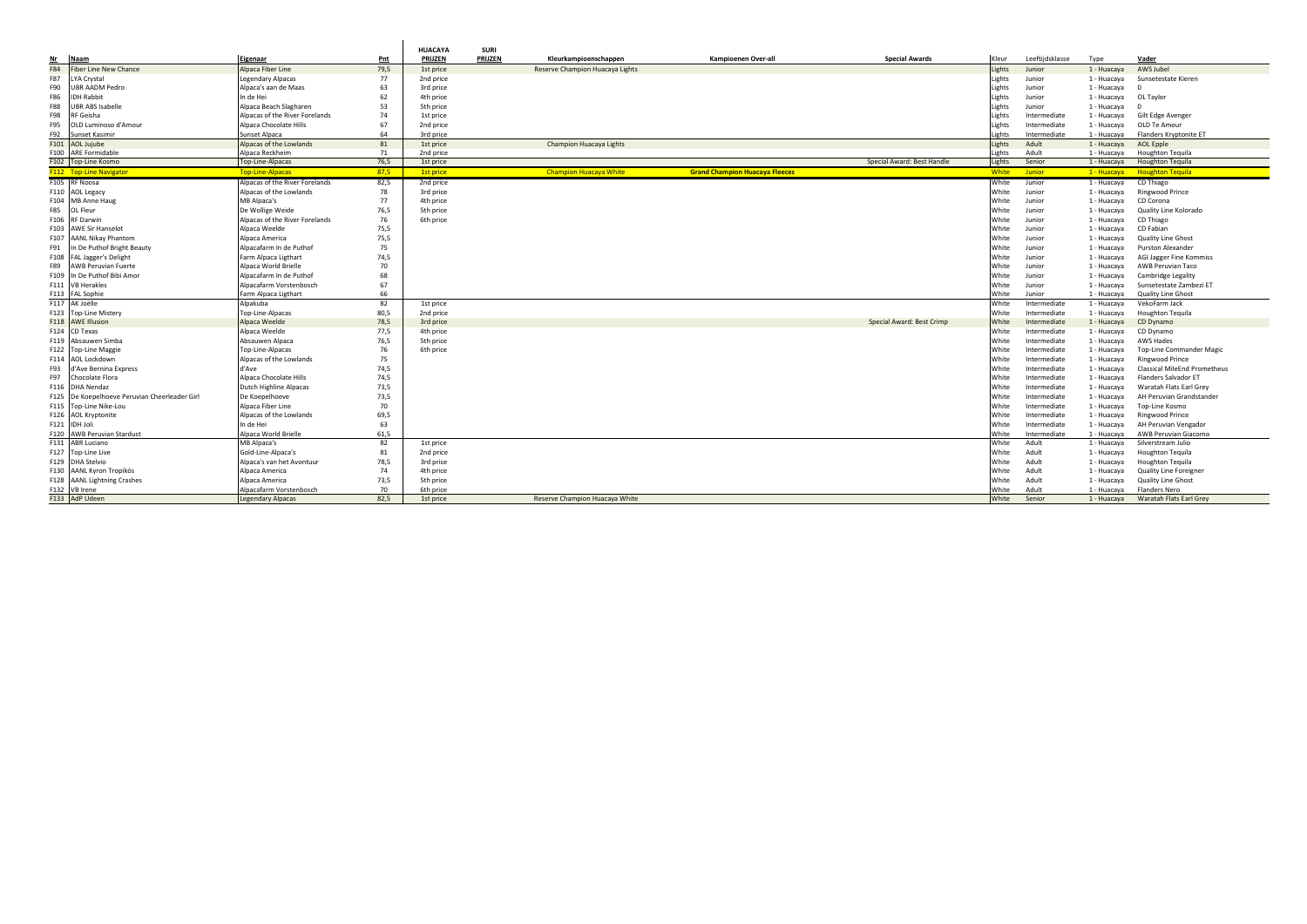| Nr | Naam | Eigenaar | Pnt | HUACAYA PRIJZEN | SURI PRIJZEN | Kleurkampioenschappen | Kampioenen Over-all | Special Awards | Kleur | Leeftijdsklasse | Type | Vader |
|---|---|---|---|---|---|---|---|---|---|---|---|---|
| F84 | Fiber Line New Chance | Alpaca Fiber Line | 79,5 | 1st price | | Reserve Champion Huacaya Lights | | | Lights | Junior | 1 - Huacaya | AWS Jubel |
| F87 | LYA Crystal | Legendary Alpacas | 77 | 2nd price | | | | | Lights | Junior | 1 - Huacaya | Sunsetestate Kieren |
| F90 | UBR AADM Pedro | Alpaca's aan de Maas | 63 | 3rd price | | | | | Lights | Junior | 1 - Huacaya | 0 |
| F86 | IDH Rabbit | In de Hei | 62 | 4th price | | | | | Lights | Junior | 1 - Huacaya | OL Taylor |
| F88 | UBR ABS Isabelle | Alpaca Beach Slagharen | 53 | 5th price | | | | | Lights | Junior | 1 - Huacaya | 0 |
| F98 | RF Geisha | Alpacas of the River Forelands | 74 | 1st price | | | | | Lights | Intermediate | 1 - Huacaya | Gilt Edge Avenger |
| F95 | OLD Luminoso d'Amour | Alpaca Chocolate Hills | 67 | 2nd price | | | | | Lights | Intermediate | 1 - Huacaya | OLD Te Amour |
| F92 | Sunset Kasimir | Sunset Alpaca | 64 | 3rd price | | | | | Lights | Intermediate | 1 - Huacaya | Flanders Kryptonite ET |
| F101 | AOL Jujube | Alpacas of the Lowlands | 81 | 1st price | | Champion Huacaya Lights | | | Lights | Adult | 1 - Huacaya | AOL Epple |
| F100 | ARE Formidable | Alpaca Reckheim | 71 | 2nd price | | | | | Lights | Adult | 1 - Huacaya | Houghton Tequila |
| F102 | Top-Line Kosmo | Top-Line-Alpacas | 76,5 | 1st price | | | | Special Award: Best Handle | Lights | Senior | 1 - Huacaya | Houghton Tequila |
| F112 | Top-Line Navigator | Top-Line-Alpacas | 87,5 | 1st price | | Champion Huacaya White | Grand Champion Huacaya Fleeces | | White | Junior | 1 - Huacaya | Houghton Tequila |
| F105 | RF Noosa | Alpacas of the River Forelands | 82,5 | 2nd price | | | | | White | Junior | 1 - Huacaya | CD Thiago |
| F110 | AOL Legacy | Alpacas of the Lowlands | 78 | 3rd price | | | | | White | Junior | 1 - Huacaya | Ringwood Prince |
| F104 | MB Anne Haug | MB Alpaca's | 77 | 4th price | | | | | White | Junior | 1 - Huacaya | CD Corona |
| F85 | OL Fleur | De Wollige Weide | 76,5 | 5th price | | | | | White | Junior | 1 - Huacaya | Quality Line Kolorado |
| F106 | RF Darwin | Alpacas of the River Forelands | 76 | 6th price | | | | | White | Junior | 1 - Huacaya | CD Thiago |
| F103 | AWE Sir Hanselot | Alpaca Weelde | 75,5 | | | | | | White | Junior | 1 - Huacaya | CD Fabian |
| F107 | AANL Nikay Phantom | Alpaca America | 75,5 | | | | | | White | Junior | 1 - Huacaya | Quality Line Ghost |
| F91 | In De Puthof Bright Beauty | Alpacafarm In de Puthof | 75 | | | | | | White | Junior | 1 - Huacaya | Purston Alexander |
| F108 | FAL Jagger's Delight | Farm Alpaca Ligthart | 74,5 | | | | | | White | Junior | 1 - Huacaya | AGI Jagger Fine Kommiss |
| F89 | AWB Peruvian Fuerte | Alpaca World Brielle | 70 | | | | | | White | Junior | 1 - Huacaya | AWB Peruvian Taco |
| F109 | In De Puthof Bibi Amor | Alpacafarm In de Puthof | 68 | | | | | | White | Junior | 1 - Huacaya | Cambridge Legality |
| F111 | VB Herakles | Alpacafarm Vorstenbosch | 67 | | | | | | White | Junior | 1 - Huacaya | Sunsetestate Zambezi ET |
| F113 | FAL Sophie | Farm Alpaca Ligthart | 66 | | | | | | White | Junior | 1 - Huacaya | Quality Line Ghost |
| F117 | AK Joëlle | Alpakuba | 82 | 1st price | | | | | White | Intermediate | 1 - Huacaya | VekoFarm Jack |
| F123 | Top-Line Mistery | Top-Line-Alpacas | 80,5 | 2nd price | | | | | White | Intermediate | 1 - Huacaya | Houghton Tequila |
| F118 | AWE Illusion | Alpaca Weelde | 78,5 | 3rd price | | | | Special Award: Best Crimp | White | Intermediate | 1 - Huacaya | CD Dynamo |
| F124 | CD Texas | Alpaca Weelde | 77,5 | 4th price | | | | | White | Intermediate | 1 - Huacaya | CD Dynamo |
| F119 | Absauwen Simba | Absauwen Alpaca | 76,5 | 5th price | | | | | White | Intermediate | 1 - Huacaya | AWS Hades |
| F122 | Top-Line Maggie | Top-Line-Alpacas | 76 | 6th price | | | | | White | Intermediate | 1 - Huacaya | Top-Line Commander Magic |
| F114 | AOL Lockdown | Alpacas of the Lowlands | 75 | | | | | | White | Intermediate | 1 - Huacaya | Ringwood Prince |
| F93 | d'Ave Bernina Express | d'Ave | 74,5 | | | | | | White | Intermediate | 1 - Huacaya | Classical MileEnd Prometheus |
| F97 | Chocolate Flora | Alpaca Chocolate Hills | 74,5 | | | | | | White | Intermediate | 1 - Huacaya | Flanders Salvador ET |
| F116 | DHA Nendaz | Dutch Highline Alpacas | 73,5 | | | | | | White | Intermediate | 1 - Huacaya | Waratah Flats Earl Grey |
| F125 | De Koepelhoeve Peruvian Cheerleader Girl | De Koepelhoeve | 73,5 | | | | | | White | Intermediate | 1 - Huacaya | AH Peruvian Grandstander |
| F115 | Top-Line Nike-Lou | Alpaca Fiber Line | 70 | | | | | | White | Intermediate | 1 - Huacaya | Top-Line Kosmo |
| F126 | AOL Kryptonite | Alpacas of the Lowlands | 69,5 | | | | | | White | Intermediate | 1 - Huacaya | Ringwood Prince |
| F121 | IDH Joli | In de Hei | 63 | | | | | | White | Intermediate | 1 - Huacaya | AH Peruvian Vengador |
| F120 | AWB Peruvian Stardust | Alpaca World Brielle | 61,5 | | | | | | White | Intermediate | 1 - Huacaya | AWB Peruvian Giacomo |
| F131 | ABR Luciano | MB Alpaca's | 82 | 1st price | | | | | White | Adult | 1 - Huacaya | Silverstream Julio |
| F127 | Top-Line Live | Gold-Line-Alpaca's | 81 | 2nd price | | | | | White | Adult | 1 - Huacaya | Houghton Tequila |
| F129 | DHA Stelvio | Alpaca's van het Avontuur | 78,5 | 3rd price | | | | | White | Adult | 1 - Huacaya | Houghton Tequila |
| F130 | AANL Kyron Tropikòs | Alpaca America | 74 | 4th price | | | | | White | Adult | 1 - Huacaya | Quality Line Foreigner |
| F128 | AANL Lightning Crashes | Alpaca America | 73,5 | 5th price | | | | | White | Adult | 1 - Huacaya | Quality Line Ghost |
| F132 | VB Irene | Alpacafarm Vorstenbosch | 70 | 6th price | | | | | White | Adult | 1 - Huacaya | Flanders Nero |
| F133 | AdP Udeen | Legendary Alpacas | 82,5 | 1st price | | Reserve Champion Huacaya White | | | White | Senior | 1 - Huacaya | Waratah Flats Earl Grey |